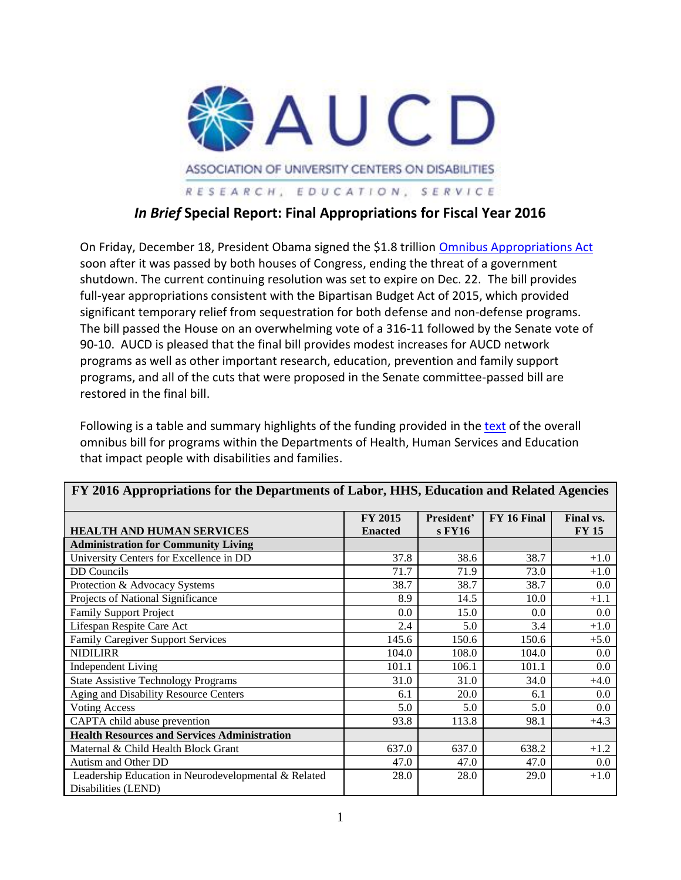# AUCD

ASSOCIATION OF UNIVERSITY CENTERS ON DISABILITIES

RESEARCH, EDUCATION, SERVICE

## *In Brief* Special Report: Final Appropriations for Fiscal Year 2016

On Friday, December 18, President Obama signed the $1.8 trillion Omnibus Appropriations Act soon after it was passed by both houses of Congress, ending the threat of a government shutdown. The current continuing resolution was set to expire on Dec. 22. The bill provides full-year appropriations consistent with the Bipartisan Budget Act of 2015, which provided significant temporary relief from sequestration for both defense and non-defense programs. The bill passed the House on an overwhelming vote of a 316-11 followed by the Senate vote of 90-10. AUCD is pleased that the final bill provides modest increases for AUCD network programs as well as other important research, education, prevention and family support programs, and all of the cuts that were proposed in the Senate committee-passed bill are restored in the final bill.

Following is a table and summary highlights of the funding provided in the text of the overall omnibus bill for programs within the Departments of Health, Human Services and Education that impact people with disabilities and families.

**FY 2016 Appropriations for the Departments of Labor, HHS, Education and Related Agencies**

| HEALTH AND HUMAN SERVICES | FY 2015 Enacted | President's FY16 | FY 16 Final | Final vs. FY 15 |
|---|---|---|---|---|
| **Administration for Community Living** | | | | |
| University Centers for Excellence in DD | 37.8 | 38.6 | 38.7 | +1.0 |
| DD Councils | 71.7 | 71.9 | 73.0 | +1.0 |
| Protection & Advocacy Systems | 38.7 | 38.7 | 38.7 | 0.0 |
| Projects of National Significance | 8.9 | 14.5 | 10.0 | +1.1 |
| Family Support Project | 0.0 | 15.0 | 0.0 | 0.0 |
| Lifespan Respite Care Act | 2.4 | 5.0 | 3.4 | +1.0 |
| Family Caregiver Support Services | 145.6 | 150.6 | 150.6 | +5.0 |
| NIDILIRR | 104.0 | 108.0 | 104.0 | 0.0 |
| Independent Living | 101.1 | 106.1 | 101.1 | 0.0 |
| State Assistive Technology Programs | 31.0 | 31.0 | 34.0 | +4.0 |
| Aging and Disability Resource Centers | 6.1 | 20.0 | 6.1 | 0.0 |
| Voting Access | 5.0 | 5.0 | 5.0 | 0.0 |
| CAPTA child abuse prevention | 93.8 | 113.8 | 98.1 | +4.3 |
| **Health Resources and Services Administration** | | | | |
| Maternal & Child Health Block Grant | 637.0 | 637.0 | 638.2 | +1.2 |
| Autism and Other DD | 47.0 | 47.0 | 47.0 | 0.0 |
| Leadership Education in Neurodevelopmental & Related Disabilities (LEND) | 28.0 | 28.0 | 29.0 | +1.0 |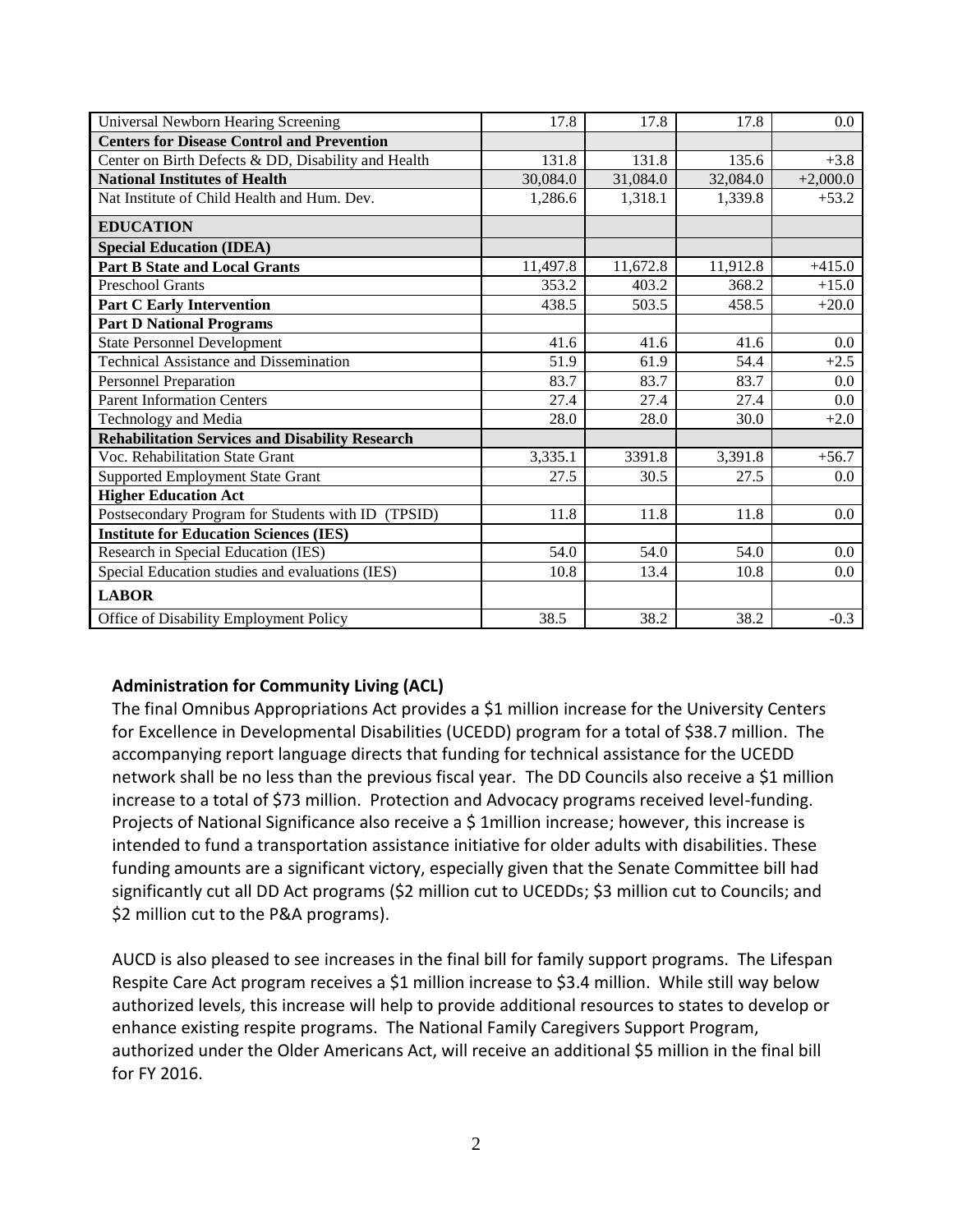| Universal Newborn Hearing Screening | 17.8 | 17.8 | 17.8 | 0.0 |
| --- | --- | --- | --- | --- |
| **Centers for Disease Control and Prevention** | | | | |
| Center on Birth Defects & DD, Disability and Health | 131.8 | 131.8 | 135.6 | +3.8 |
| **National Institutes of Health** | 30,084.0 | 31,084.0 | 32,084.0 | +2,000.0 |
| Nat Institute of Child Health and Hum. Dev. | 1,286.6 | 1,318.1 | 1,339.8 | +53.2 |
| **EDUCATION** | | | | |
| **Special Education (IDEA)** | | | | |
| **Part B State and Local Grants** | 11,497.8 | 11,672.8 | 11,912.8 | +415.0 |
| Preschool Grants | 353.2 | 403.2 | 368.2 | +15.0 |
| **Part C Early Intervention** | 438.5 | 503.5 | 458.5 | +20.0 |
| **Part D National Programs** | | | | |
| State Personnel Development | 41.6 | 41.6 | 41.6 | 0.0 |
| Technical Assistance and Dissemination | 51.9 | 61.9 | 54.4 | +2.5 |
| Personnel Preparation | 83.7 | 83.7 | 83.7 | 0.0 |
| Parent Information Centers | 27.4 | 27.4 | 27.4 | 0.0 |
| Technology and Media | 28.0 | 28.0 | 30.0 | +2.0 |
| **Rehabilitation Services and Disability Research** | | | | |
| Voc. Rehabilitation State Grant | 3,335.1 | 3391.8 | 3,391.8 | +56.7 |
| Supported Employment State Grant | 27.5 | 30.5 | 27.5 | 0.0 |
| **Higher Education Act** | | | | |
| Postsecondary Program for Students with ID (TPSID) | 11.8 | 11.8 | 11.8 | 0.0 |
| **Institute for Education Sciences (IES)** | | | | |
| Research in Special Education (IES) | 54.0 | 54.0 | 54.0 | 0.0 |
| Special Education studies and evaluations (IES) | 10.8 | 13.4 | 10.8 | 0.0 |
| **LABOR** | | | | |
| Office of Disability Employment Policy | 38.5 | 38.2 | 38.2 | -0.3 |

**Administration for Community Living (ACL)**

The final Omnibus Appropriations Act provides a $1 million increase for the University Centers for Excellence in Developmental Disabilities (UCEDD) program for a total of $38.7 million. The accompanying report language directs that funding for technical assistance for the UCEDD network shall be no less than the previous fiscal year. The DD Councils also receive a $1 million increase to a total of $73 million. Protection and Advocacy programs received level-funding. Projects of National Significance also receive a $ 1million increase; however, this increase is intended to fund a transportation assistance initiative for older adults with disabilities. These funding amounts are a significant victory, especially given that the Senate Committee bill had significantly cut all DD Act programs ($2 million cut to UCEDDs; $3 million cut to Councils; and $2 million cut to the P&A programs).

AUCD is also pleased to see increases in the final bill for family support programs. The Lifespan Respite Care Act program receives a $1 million increase to $3.4 million. While still way below authorized levels, this increase will help to provide additional resources to states to develop or enhance existing respite programs. The National Family Caregivers Support Program, authorized under the Older Americans Act, will receive an additional $5 million in the final bill for FY 2016.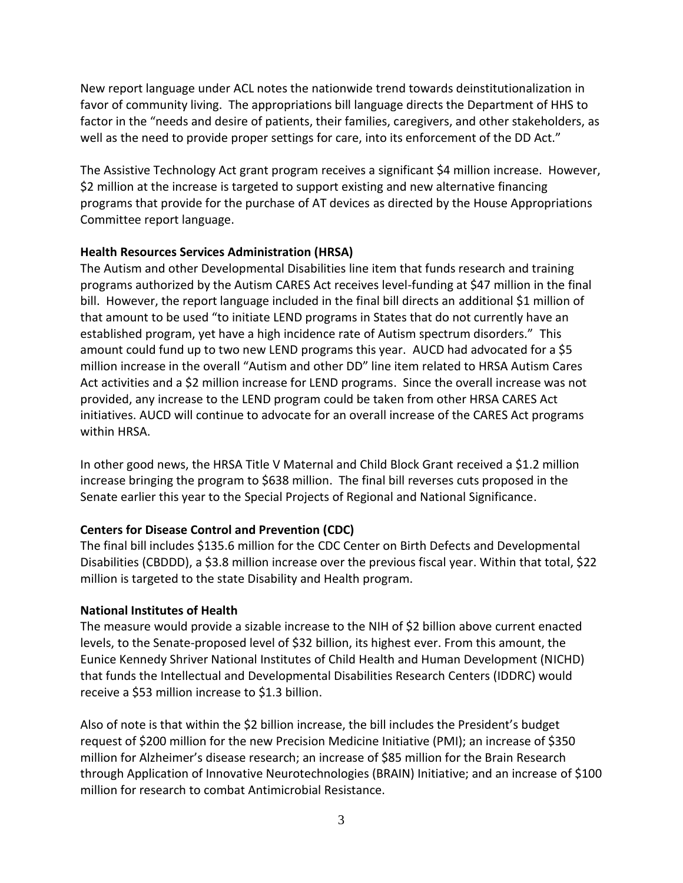New report language under ACL notes the nationwide trend towards deinstitutionalization in favor of community living. The appropriations bill language directs the Department of HHS to factor in the "needs and desire of patients, their families, caregivers, and other stakeholders, as well as the need to provide proper settings for care, into its enforcement of the DD Act."

The Assistive Technology Act grant program receives a significant $4 million increase. However, $2 million at the increase is targeted to support existing and new alternative financing programs that provide for the purchase of AT devices as directed by the House Appropriations Committee report language.

**Health Resources Services Administration (HRSA)**

The Autism and other Developmental Disabilities line item that funds research and training programs authorized by the Autism CARES Act receives level-funding at $47 million in the final bill. However, the report language included in the final bill directs an additional $1 million of that amount to be used "to initiate LEND programs in States that do not currently have an established program, yet have a high incidence rate of Autism spectrum disorders." This amount could fund up to two new LEND programs this year. AUCD had advocated for a $5 million increase in the overall "Autism and other DD" line item related to HRSA Autism Cares Act activities and a $2 million increase for LEND programs. Since the overall increase was not provided, any increase to the LEND program could be taken from other HRSA CARES Act initiatives. AUCD will continue to advocate for an overall increase of the CARES Act programs within HRSA.

In other good news, the HRSA Title V Maternal and Child Block Grant received a $1.2 million increase bringing the program to $638 million. The final bill reverses cuts proposed in the Senate earlier this year to the Special Projects of Regional and National Significance.

**Centers for Disease Control and Prevention (CDC)**

The final bill includes $135.6 million for the CDC Center on Birth Defects and Developmental Disabilities (CBDDD), a $3.8 million increase over the previous fiscal year. Within that total, $22 million is targeted to the state Disability and Health program.

**National Institutes of Health**

The measure would provide a sizable increase to the NIH of $2 billion above current enacted levels, to the Senate-proposed level of $32 billion, its highest ever. From this amount, the Eunice Kennedy Shriver National Institutes of Child Health and Human Development (NICHD) that funds the Intellectual and Developmental Disabilities Research Centers (IDDRC) would receive a $53 million increase to $1.3 billion.

Also of note is that within the $2 billion increase, the bill includes the President's budget request of $200 million for the new Precision Medicine Initiative (PMI); an increase of $350 million for Alzheimer's disease research; an increase of $85 million for the Brain Research through Application of Innovative Neurotechnologies (BRAIN) Initiative; and an increase of $100 million for research to combat Antimicrobial Resistance.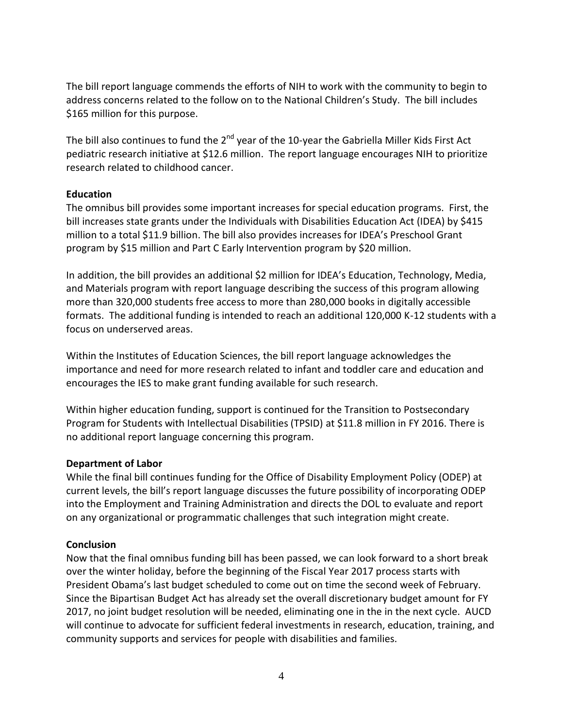The bill report language commends the efforts of NIH to work with the community to begin to address concerns related to the follow on to the National Children's Study. The bill includes $165 million for this purpose.

The bill also continues to fund the 2nd year of the 10-year the Gabriella Miller Kids First Act pediatric research initiative at $12.6 million. The report language encourages NIH to prioritize research related to childhood cancer.

**Education**

The omnibus bill provides some important increases for special education programs. First, the bill increases state grants under the Individuals with Disabilities Education Act (IDEA) by $415 million to a total $11.9 billion. The bill also provides increases for IDEA's Preschool Grant program by $15 million and Part C Early Intervention program by $20 million.

In addition, the bill provides an additional $2 million for IDEA's Education, Technology, Media, and Materials program with report language describing the success of this program allowing more than 320,000 students free access to more than 280,000 books in digitally accessible formats. The additional funding is intended to reach an additional 120,000 K-12 students with a focus on underserved areas.

Within the Institutes of Education Sciences, the bill report language acknowledges the importance and need for more research related to infant and toddler care and education and encourages the IES to make grant funding available for such research.

Within higher education funding, support is continued for the Transition to Postsecondary Program for Students with Intellectual Disabilities (TPSID) at $11.8 million in FY 2016. There is no additional report language concerning this program.

**Department of Labor**

While the final bill continues funding for the Office of Disability Employment Policy (ODEP) at current levels, the bill's report language discusses the future possibility of incorporating ODEP into the Employment and Training Administration and directs the DOL to evaluate and report on any organizational or programmatic challenges that such integration might create.

**Conclusion**

Now that the final omnibus funding bill has been passed, we can look forward to a short break over the winter holiday, before the beginning of the Fiscal Year 2017 process starts with President Obama's last budget scheduled to come out on time the second week of February. Since the Bipartisan Budget Act has already set the overall discretionary budget amount for FY 2017, no joint budget resolution will be needed, eliminating one in the in the next cycle. AUCD will continue to advocate for sufficient federal investments in research, education, training, and community supports and services for people with disabilities and families.